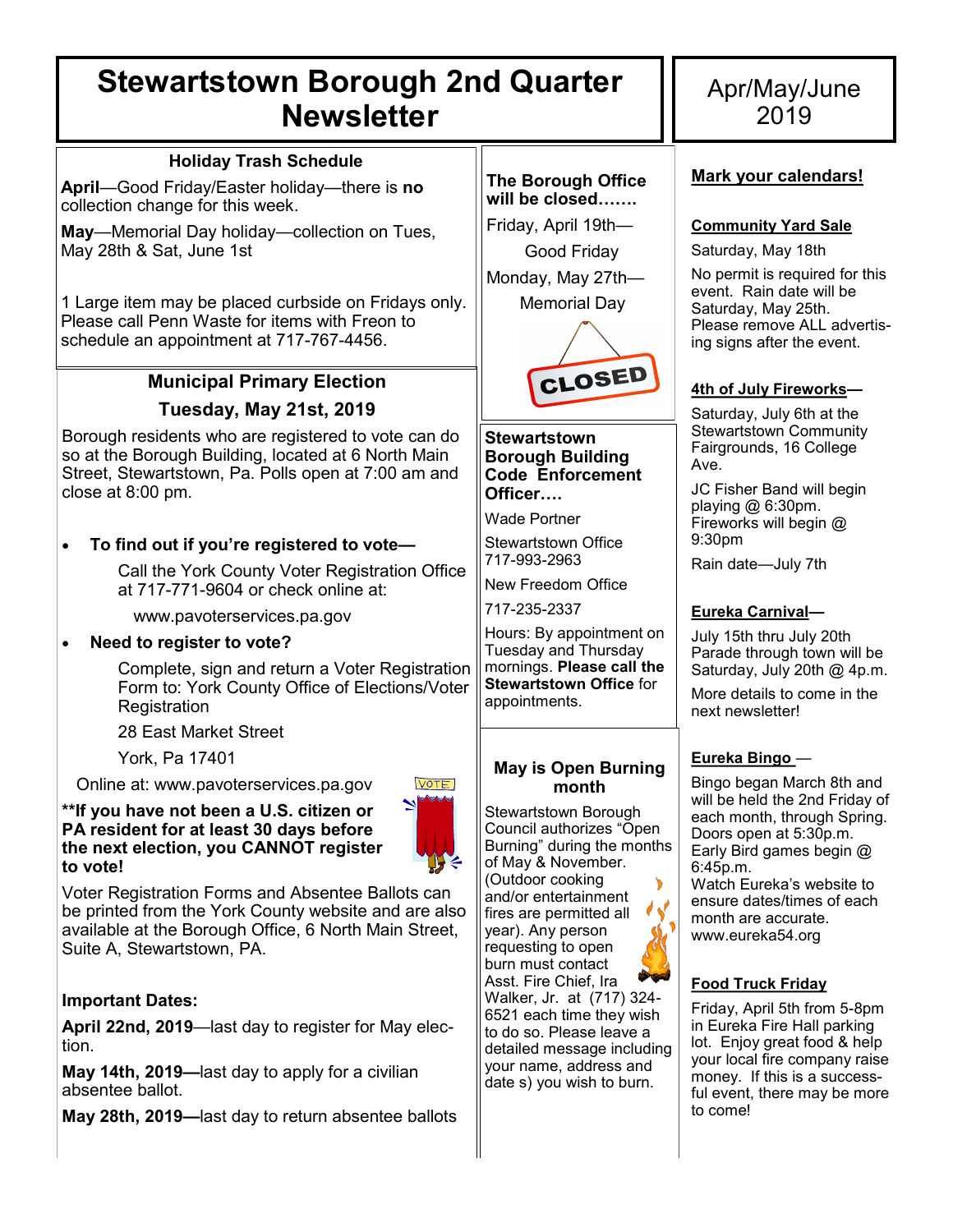# Stewartstown Borough 2nd Quarter Newsletter

Apr/May/June 2019

## Holiday Trash Schedule

**April**—Good Friday/Easter holiday—there is **no** collection change for this week.

**May**—Memorial Day holiday—collection on Tues, May 28th & Sat, June 1st

1 Large item may be placed curbside on Fridays only. Please call Penn Waste for items with Freon to schedule an appointment at 717-767-4456.

## Municipal Primary Election

### Tuesday, May 21st, 2019

Borough residents who are registered to vote can do so at the Borough Building, located at 6 North Main Street, Stewartstown, Pa. Polls open at 7:00 am and close at 8:00 pm.

- **To find out if you're registered to vote—**

  Call the York County Voter Registration Office at 717-771-9604 or check online at:

  www.pavoterservices.pa.gov

- **Need to register to vote?**

  Complete, sign and return a Voter Registration Form to: York County Office of Elections/Voter Registration

  28 East Market Street

  York, Pa 17401

Online at: www.pavoterservices.pa.gov

**\*\*If you have not been a U.S. citizen or PA resident for at least 30 days before the next election, you CANNOT register to vote!**

Voter Registration Forms and Absentee Ballots can be printed from the York County website and are also available at the Borough Office, 6 North Main Street, Suite A, Stewartstown, PA.

**Important Dates:**

**April 22nd, 2019**—last day to register for May election.

**May 14th, 2019—**last day to apply for a civilian absentee ballot.

**May 28th, 2019—**last day to return absentee ballots

## The Borough Office will be closed…….

Friday, April 19th—
Good Friday

Monday, May 27th—
Memorial Day

CLOSED

## Stewartstown Borough Building Code Enforcement Officer….

Wade Portner

Stewartstown Office
717-993-2963

New Freedom Office
717-235-2337

Hours: By appointment on Tuesday and Thursday mornings. **Please call the Stewartstown Office** for appointments.

## May is Open Burning month

Stewartstown Borough Council authorizes "Open Burning" during the months of May & November. (Outdoor cooking and/or entertainment fires are permitted all year). Any person requesting to open burn must contact Asst. Fire Chief, Ira Walker, Jr. at (717) 324-6521 each time they wish to do so. Please leave a detailed message including your name, address and date s) you wish to burn.

## Mark your calendars!

### Community Yard Sale

Saturday, May 18th

No permit is required for this event. Rain date will be Saturday, May 25th. Please remove ALL advertising signs after the event.

### 4th of July Fireworks—

Saturday, July 6th at the Stewartstown Community Fairgrounds, 16 College Ave.

JC Fisher Band will begin playing @ 6:30pm. Fireworks will begin @ 9:30pm

Rain date—July 7th

### Eureka Carnival—

July 15th thru July 20th
Parade through town will be Saturday, July 20th @ 4p.m.

More details to come in the next newsletter!

### Eureka Bingo —

Bingo began March 8th and will be held the 2nd Friday of each month, through Spring. Doors open at 5:30p.m. Early Bird games begin @ 6:45p.m.
Watch Eureka's website to ensure dates/times of each month are accurate.
www.eureka54.org

### Food Truck Friday

Friday, April 5th from 5-8pm in Eureka Fire Hall parking lot. Enjoy great food & help your local fire company raise money. If this is a successful event, there may be more to come!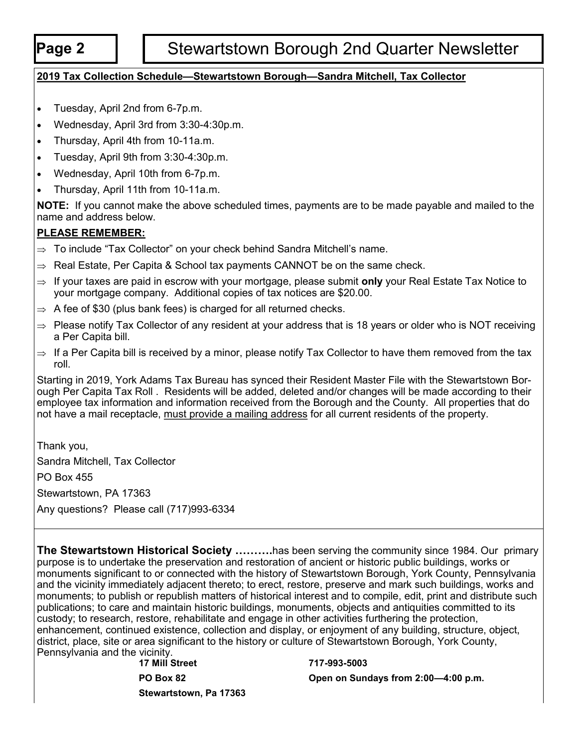## 2019 Tax Collection Schedule—Stewartstown Borough—Sandra Mitchell, Tax Collector

- Tuesday, April 2nd from 6-7p.m.
- Wednesday, April 3rd from 3:30-4:30p.m.
- Thursday, April 4th from 10-11a.m.
- Tuesday, April 9th from 3:30-4:30p.m.
- Wednesday, April 10th from 6-7p.m.
- Thursday, April 11th from 10-11a.m.

**NOTE:** If you cannot make the above scheduled times, payments are to be made payable and mailed to the name and address below.

**PLEASE REMEMBER:**

- ⇒ To include "Tax Collector" on your check behind Sandra Mitchell's name.
- ⇒ Real Estate, Per Capita & School tax payments CANNOT be on the same check.
- ⇒ If your taxes are paid in escrow with your mortgage, please submit **only** your Real Estate Tax Notice to your mortgage company. Additional copies of tax notices are $20.00.
- ⇒ A fee of $30 (plus bank fees) is charged for all returned checks.
- ⇒ Please notify Tax Collector of any resident at your address that is 18 years or older who is NOT receiving a Per Capita bill.
- ⇒ If a Per Capita bill is received by a minor, please notify Tax Collector to have them removed from the tax roll.

Starting in 2019, York Adams Tax Bureau has synced their Resident Master File with the Stewartstown Borough Per Capita Tax Roll . Residents will be added, deleted and/or changes will be made according to their employee tax information and information received from the Borough and the County. All properties that do not have a mail receptacle, must provide a mailing address for all current residents of the property.

Thank you,

Sandra Mitchell, Tax Collector

PO Box 455

Stewartstown, PA 17363

Any questions? Please call (717)993-6334

**The Stewartstown Historical Society ……….**has been serving the community since 1984. Our primary purpose is to undertake the preservation and restoration of ancient or historic public buildings, works or monuments significant to or connected with the history of Stewartstown Borough, York County, Pennsylvania and the vicinity immediately adjacent thereto; to erect, restore, preserve and mark such buildings, works and monuments; to publish or republish matters of historical interest and to compile, edit, print and distribute such publications; to care and maintain historic buildings, monuments, objects and antiquities committed to its custody; to research, restore, rehabilitate and engage in other activities furthering the protection, enhancement, continued existence, collection and display, or enjoyment of any building, structure, object, district, place, site or area significant to the history or culture of Stewartstown Borough, York County, Pennsylvania and the vicinity.

**17 Mill Street**
**PO Box 82**
**Stewartstown, Pa 17363**

**717-993-5003**
**Open on Sundays from 2:00—4:00 p.m.**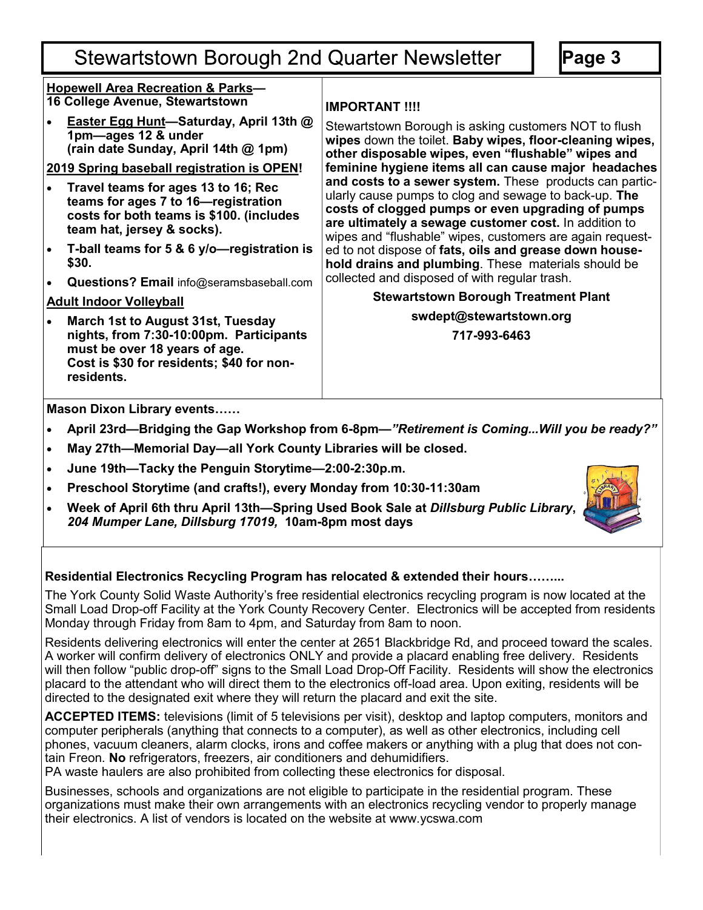# Stewartstown Borough 2nd Quarter Newsletter

**Hopewell Area Recreation & Parks—**
**16 College Avenue, Stewartstown**

- **Easter Egg Hunt—Saturday, April 13th @ 1pm—ages 12 & under (rain date Sunday, April 14th @ 1pm)**

**2019 Spring baseball registration is OPEN!**

- **Travel teams for ages 13 to 16; Rec teams for ages 7 to 16—registration costs for both teams is $100. (includes team hat, jersey & socks).**
- **T-ball teams for 5 & 6 y/o—registration is $30.**
- **Questions? Email** info@seramsbaseball.com

**Adult Indoor Volleyball**

- **March 1st to August 31st, Tuesday nights, from 7:30-10:00pm. Participants must be over 18 years of age. Cost is $30 for residents; $40 for non-residents.**

**IMPORTANT !!!!**

Stewartstown Borough is asking customers NOT to flush **wipes** down the toilet. **Baby wipes, floor-cleaning wipes, other disposable wipes, even "flushable" wipes and feminine hygiene items all can cause major headaches and costs to a sewer system.** These products can particularly cause pumps to clog and sewage to back-up. **The costs of clogged pumps or even upgrading of pumps are ultimately a sewage customer cost.** In addition to wipes and "flushable" wipes, customers are again requested to not dispose of **fats, oils and grease down household drains and plumbing**. These materials should be collected and disposed of with regular trash.

**Stewartstown Borough Treatment Plant**

**swdept@stewartstown.org**

**717-993-6463**

**Mason Dixon Library events……**

- **April 23rd—Bridging the Gap Workshop from 6-8pm—*"Retirement is Coming...Will you be ready?"***
- **May 27th—Memorial Day—all York County Libraries will be closed.**
- **June 19th—Tacky the Penguin Storytime—2:00-2:30p.m.**
- **Preschool Storytime (and crafts!), every Monday from 10:30-11:30am**
- **Week of April 6th thru April 13th—Spring Used Book Sale at *Dillsburg Public Library*, *204 Mumper Lane, Dillsburg 17019,* 10am-8pm most days**

**Residential Electronics Recycling Program has relocated & extended their hours……...**

The York County Solid Waste Authority's free residential electronics recycling program is now located at the Small Load Drop-off Facility at the York County Recovery Center. Electronics will be accepted from residents Monday through Friday from 8am to 4pm, and Saturday from 8am to noon.

Residents delivering electronics will enter the center at 2651 Blackbridge Rd, and proceed toward the scales. A worker will confirm delivery of electronics ONLY and provide a placard enabling free delivery. Residents will then follow "public drop-off" signs to the Small Load Drop-Off Facility. Residents will show the electronics placard to the attendant who will direct them to the electronics off-load area. Upon exiting, residents will be directed to the designated exit where they will return the placard and exit the site.

**ACCEPTED ITEMS:** televisions (limit of 5 televisions per visit), desktop and laptop computers, monitors and computer peripherals (anything that connects to a computer), as well as other electronics, including cell phones, vacuum cleaners, alarm clocks, irons and coffee makers or anything with a plug that does not contain Freon. **No** refrigerators, freezers, air conditioners and dehumidifiers.
PA waste haulers are also prohibited from collecting these electronics for disposal.

Businesses, schools and organizations are not eligible to participate in the residential program. These organizations must make their own arrangements with an electronics recycling vendor to properly manage their electronics. A list of vendors is located on the website at www.ycswa.com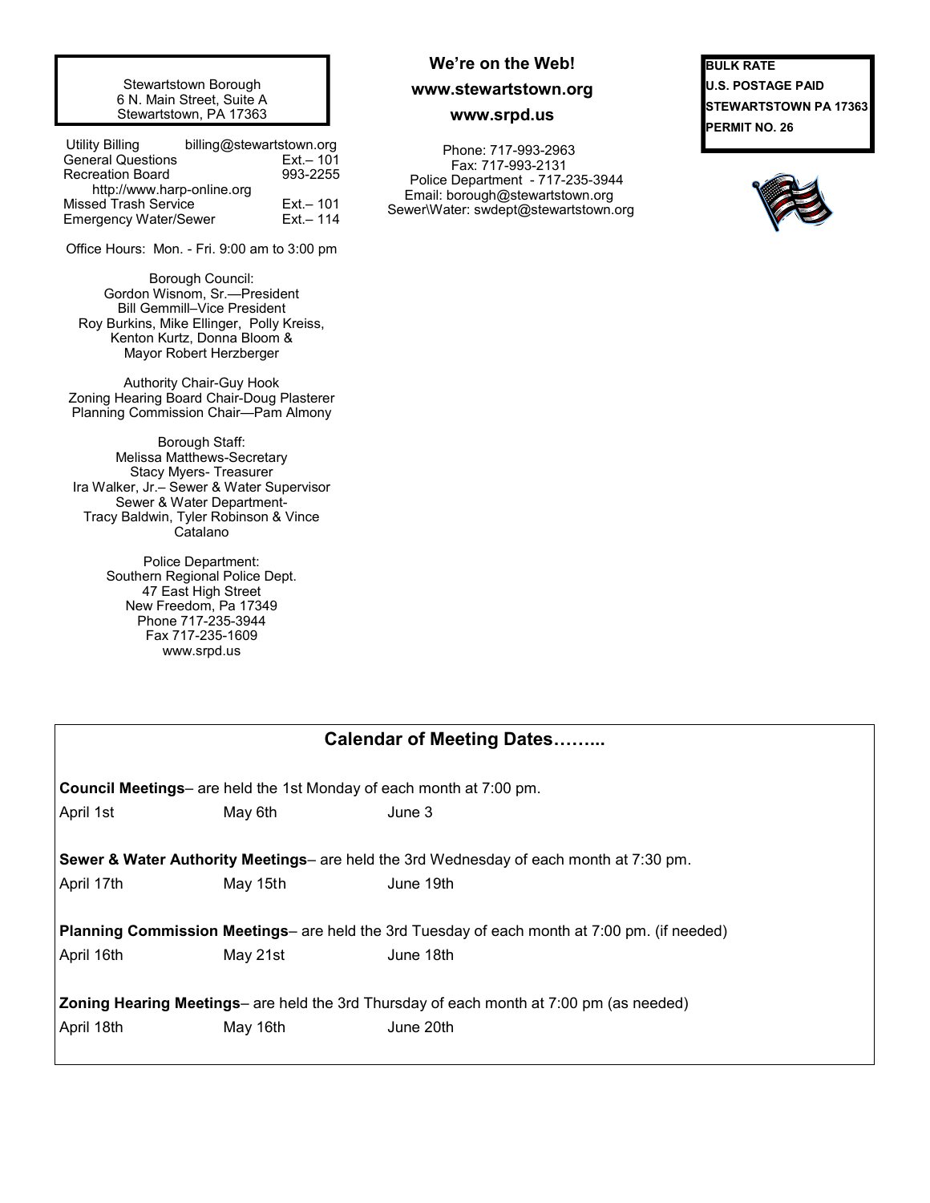Stewartstown Borough
6 N. Main Street, Suite A
Stewartstown, PA 17363

| | |
|---|---|
| Utility Billing | billing@stewartstown.org |
| General Questions | Ext.– 101 |
| Recreation Board | 993-2255 |
| http://www.harp-online.org | |
| Missed Trash Service | Ext.– 101 |
| Emergency Water/Sewer | Ext.– 114 |

Office Hours: Mon. - Fri. 9:00 am to 3:00 pm

Borough Council:
Gordon Wisnom, Sr.—President
Bill Gemmill–Vice President
Roy Burkins, Mike Ellinger, Polly Kreiss,
Kenton Kurtz, Donna Bloom &
Mayor Robert Herzberger

Authority Chair-Guy Hook
Zoning Hearing Board Chair-Doug Plasterer
Planning Commission Chair—Pam Almony

Borough Staff:
Melissa Matthews-Secretary
Stacy Myers- Treasurer
Ira Walker, Jr.– Sewer & Water Supervisor
Sewer & Water Department-
Tracy Baldwin, Tyler Robinson & Vince Catalano

Police Department:
Southern Regional Police Dept.
47 East High Street
New Freedom, Pa 17349
Phone 717-235-3944
Fax 717-235-1609
www.srpd.us

**We're on the Web!**
**www.stewartstown.org**
**www.srpd.us**

Phone: 717-993-2963
Fax: 717-993-2131
Police Department - 717-235-3944
Email: borough@stewartstown.org
Sewer\Water: swdept@stewartstown.org

**BULK RATE**
**U.S. POSTAGE PAID**
**STEWARTSTOWN PA 17363**
**PERMIT NO. 26**

## Calendar of Meeting Dates……...

**Council Meetings**– are held the 1st Monday of each month at 7:00 pm.

April 1st — May 6th — June 3

**Sewer & Water Authority Meetings**– are held the 3rd Wednesday of each month at 7:30 pm.

April 17th — May 15th — June 19th

**Planning Commission Meetings**– are held the 3rd Tuesday of each month at 7:00 pm. (if needed)

April 16th — May 21st — June 18th

**Zoning Hearing Meetings**– are held the 3rd Thursday of each month at 7:00 pm (as needed)

April 18th — May 16th — June 20th